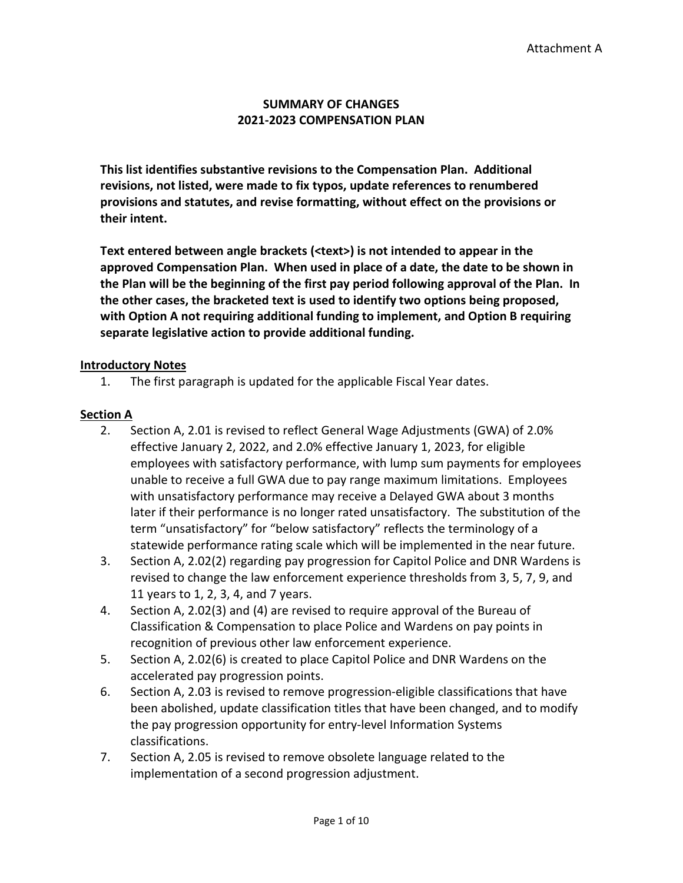Attachment A

# SUMMARY OF CHANGES
# 2021-2023 COMPENSATION PLAN

**This list identifies substantive revisions to the Compensation Plan. Additional revisions, not listed, were made to fix typos, update references to renumbered provisions and statutes, and revise formatting, without effect on the provisions or their intent.**

**Text entered between angle brackets (<text>) is not intended to appear in the approved Compensation Plan. When used in place of a date, the date to be shown in the Plan will be the beginning of the first pay period following approval of the Plan. In the other cases, the bracketed text is used to identify two options being proposed, with Option A not requiring additional funding to implement, and Option B requiring separate legislative action to provide additional funding.**

## Introductory Notes

1. The first paragraph is updated for the applicable Fiscal Year dates.

## Section A

2. Section A, 2.01 is revised to reflect General Wage Adjustments (GWA) of 2.0% effective January 2, 2022, and 2.0% effective January 1, 2023, for eligible employees with satisfactory performance, with lump sum payments for employees unable to receive a full GWA due to pay range maximum limitations. Employees with unsatisfactory performance may receive a Delayed GWA about 3 months later if their performance is no longer rated unsatisfactory. The substitution of the term "unsatisfactory" for "below satisfactory" reflects the terminology of a statewide performance rating scale which will be implemented in the near future.
3. Section A, 2.02(2) regarding pay progression for Capitol Police and DNR Wardens is revised to change the law enforcement experience thresholds from 3, 5, 7, 9, and 11 years to 1, 2, 3, 4, and 7 years.
4. Section A, 2.02(3) and (4) are revised to require approval of the Bureau of Classification & Compensation to place Police and Wardens on pay points in recognition of previous other law enforcement experience.
5. Section A, 2.02(6) is created to place Capitol Police and DNR Wardens on the accelerated pay progression points.
6. Section A, 2.03 is revised to remove progression-eligible classifications that have been abolished, update classification titles that have been changed, and to modify the pay progression opportunity for entry-level Information Systems classifications.
7. Section A, 2.05 is revised to remove obsolete language related to the implementation of a second progression adjustment.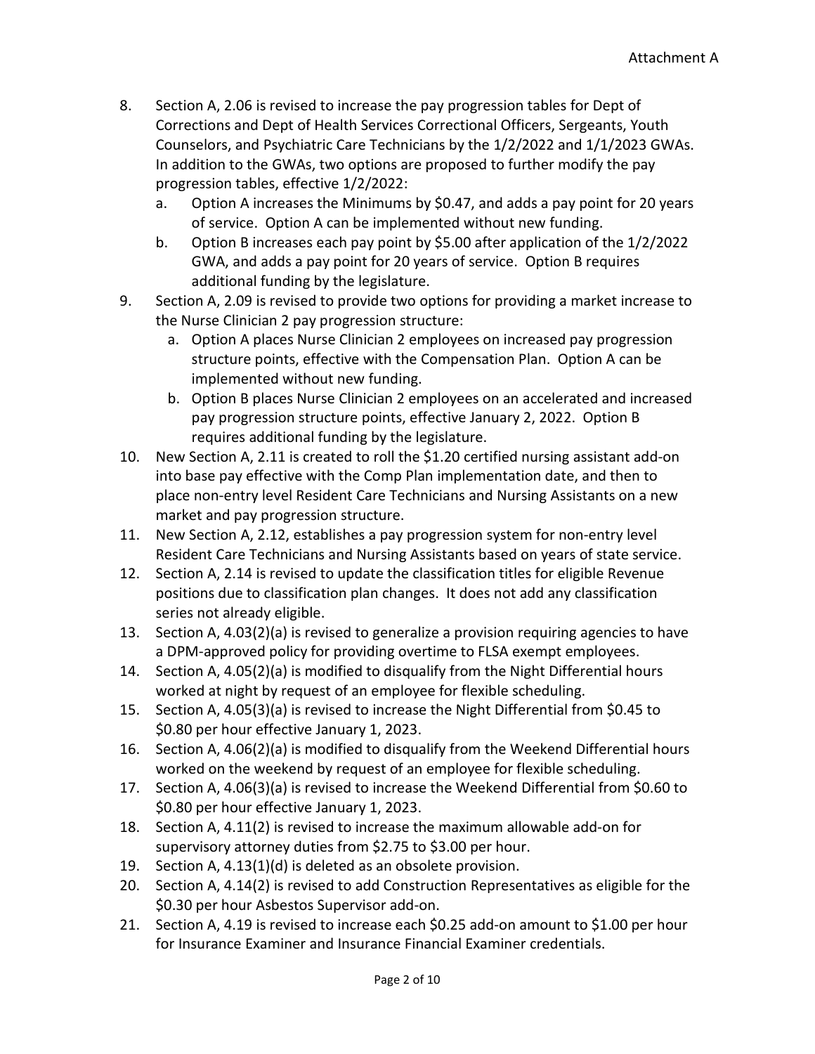Attachment A

8. Section A, 2.06 is revised to increase the pay progression tables for Dept of Corrections and Dept of Health Services Correctional Officers, Sergeants, Youth Counselors, and Psychiatric Care Technicians by the 1/2/2022 and 1/1/2023 GWAs. In addition to the GWAs, two options are proposed to further modify the pay progression tables, effective 1/2/2022:
   a. Option A increases the Minimums by $0.47, and adds a pay point for 20 years of service. Option A can be implemented without new funding.
   b. Option B increases each pay point by $5.00 after application of the 1/2/2022 GWA, and adds a pay point for 20 years of service. Option B requires additional funding by the legislature.
9. Section A, 2.09 is revised to provide two options for providing a market increase to the Nurse Clinician 2 pay progression structure:
   a. Option A places Nurse Clinician 2 employees on increased pay progression structure points, effective with the Compensation Plan. Option A can be implemented without new funding.
   b. Option B places Nurse Clinician 2 employees on an accelerated and increased pay progression structure points, effective January 2, 2022. Option B requires additional funding by the legislature.
10. New Section A, 2.11 is created to roll the $1.20 certified nursing assistant add-on into base pay effective with the Comp Plan implementation date, and then to place non-entry level Resident Care Technicians and Nursing Assistants on a new market and pay progression structure.
11. New Section A, 2.12, establishes a pay progression system for non-entry level Resident Care Technicians and Nursing Assistants based on years of state service.
12. Section A, 2.14 is revised to update the classification titles for eligible Revenue positions due to classification plan changes. It does not add any classification series not already eligible.
13. Section A, 4.03(2)(a) is revised to generalize a provision requiring agencies to have a DPM-approved policy for providing overtime to FLSA exempt employees.
14. Section A, 4.05(2)(a) is modified to disqualify from the Night Differential hours worked at night by request of an employee for flexible scheduling.
15. Section A, 4.05(3)(a) is revised to increase the Night Differential from $0.45 to $0.80 per hour effective January 1, 2023.
16. Section A, 4.06(2)(a) is modified to disqualify from the Weekend Differential hours worked on the weekend by request of an employee for flexible scheduling.
17. Section A, 4.06(3)(a) is revised to increase the Weekend Differential from $0.60 to $0.80 per hour effective January 1, 2023.
18. Section A, 4.11(2) is revised to increase the maximum allowable add-on for supervisory attorney duties from $2.75 to $3.00 per hour.
19. Section A, 4.13(1)(d) is deleted as an obsolete provision.
20. Section A, 4.14(2) is revised to add Construction Representatives as eligible for the $0.30 per hour Asbestos Supervisor add-on.
21. Section A, 4.19 is revised to increase each $0.25 add-on amount to $1.00 per hour for Insurance Examiner and Insurance Financial Examiner credentials.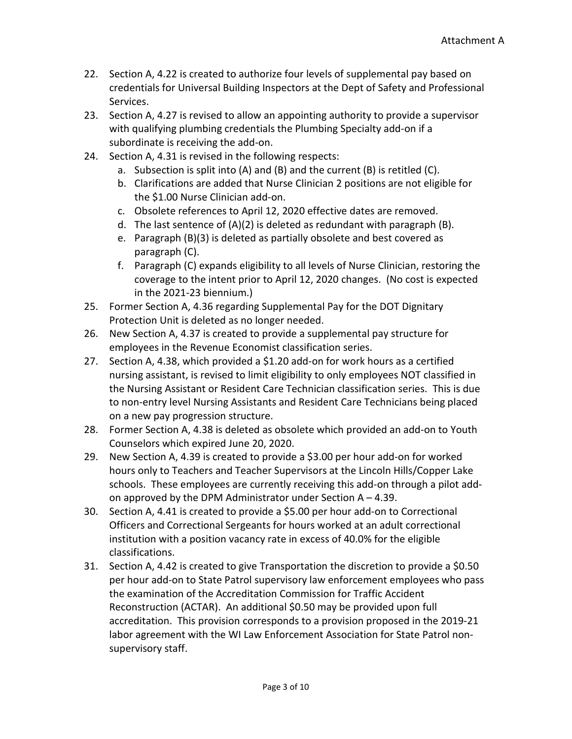22. Section A, 4.22 is created to authorize four levels of supplemental pay based on credentials for Universal Building Inspectors at the Dept of Safety and Professional Services.
23. Section A, 4.27 is revised to allow an appointing authority to provide a supervisor with qualifying plumbing credentials the Plumbing Specialty add-on if a subordinate is receiving the add-on.
24. Section A, 4.31 is revised in the following respects:
    a. Subsection is split into (A) and (B) and the current (B) is retitled (C).
    b. Clarifications are added that Nurse Clinician 2 positions are not eligible for the $1.00 Nurse Clinician add-on.
    c. Obsolete references to April 12, 2020 effective dates are removed.
    d. The last sentence of (A)(2) is deleted as redundant with paragraph (B).
    e. Paragraph (B)(3) is deleted as partially obsolete and best covered as paragraph (C).
    f. Paragraph (C) expands eligibility to all levels of Nurse Clinician, restoring the coverage to the intent prior to April 12, 2020 changes. (No cost is expected in the 2021-23 biennium.)
25. Former Section A, 4.36 regarding Supplemental Pay for the DOT Dignitary Protection Unit is deleted as no longer needed.
26. New Section A, 4.37 is created to provide a supplemental pay structure for employees in the Revenue Economist classification series.
27. Section A, 4.38, which provided a $1.20 add-on for work hours as a certified nursing assistant, is revised to limit eligibility to only employees NOT classified in the Nursing Assistant or Resident Care Technician classification series. This is due to non-entry level Nursing Assistants and Resident Care Technicians being placed on a new pay progression structure.
28. Former Section A, 4.38 is deleted as obsolete which provided an add-on to Youth Counselors which expired June 20, 2020.
29. New Section A, 4.39 is created to provide a $3.00 per hour add-on for worked hours only to Teachers and Teacher Supervisors at the Lincoln Hills/Copper Lake schools. These employees are currently receiving this add-on through a pilot add-on approved by the DPM Administrator under Section A – 4.39.
30. Section A, 4.41 is created to provide a $5.00 per hour add-on to Correctional Officers and Correctional Sergeants for hours worked at an adult correctional institution with a position vacancy rate in excess of 40.0% for the eligible classifications.
31. Section A, 4.42 is created to give Transportation the discretion to provide a $0.50 per hour add-on to State Patrol supervisory law enforcement employees who pass the examination of the Accreditation Commission for Traffic Accident Reconstruction (ACTAR). An additional $0.50 may be provided upon full accreditation. This provision corresponds to a provision proposed in the 2019-21 labor agreement with the WI Law Enforcement Association for State Patrol non-supervisory staff.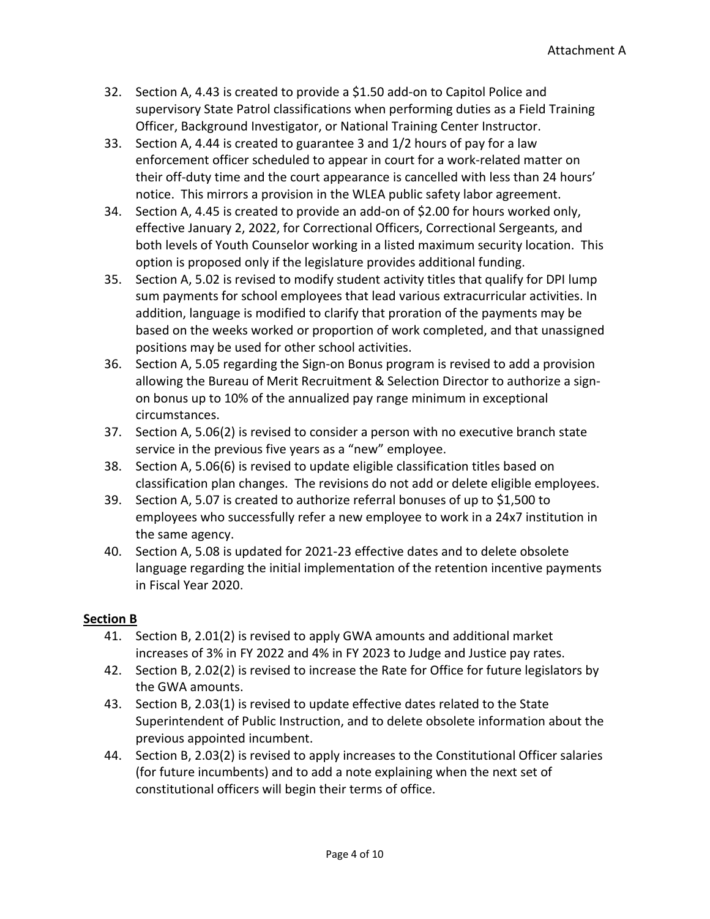32. Section A, 4.43 is created to provide a $1.50 add-on to Capitol Police and supervisory State Patrol classifications when performing duties as a Field Training Officer, Background Investigator, or National Training Center Instructor.
33. Section A, 4.44 is created to guarantee 3 and 1/2 hours of pay for a law enforcement officer scheduled to appear in court for a work-related matter on their off-duty time and the court appearance is cancelled with less than 24 hours' notice. This mirrors a provision in the WLEA public safety labor agreement.
34. Section A, 4.45 is created to provide an add-on of $2.00 for hours worked only, effective January 2, 2022, for Correctional Officers, Correctional Sergeants, and both levels of Youth Counselor working in a listed maximum security location. This option is proposed only if the legislature provides additional funding.
35. Section A, 5.02 is revised to modify student activity titles that qualify for DPI lump sum payments for school employees that lead various extracurricular activities. In addition, language is modified to clarify that proration of the payments may be based on the weeks worked or proportion of work completed, and that unassigned positions may be used for other school activities.
36. Section A, 5.05 regarding the Sign-on Bonus program is revised to add a provision allowing the Bureau of Merit Recruitment & Selection Director to authorize a sign-on bonus up to 10% of the annualized pay range minimum in exceptional circumstances.
37. Section A, 5.06(2) is revised to consider a person with no executive branch state service in the previous five years as a "new" employee.
38. Section A, 5.06(6) is revised to update eligible classification titles based on classification plan changes. The revisions do not add or delete eligible employees.
39. Section A, 5.07 is created to authorize referral bonuses of up to $1,500 to employees who successfully refer a new employee to work in a 24x7 institution in the same agency.
40. Section A, 5.08 is updated for 2021-23 effective dates and to delete obsolete language regarding the initial implementation of the retention incentive payments in Fiscal Year 2020.

## Section B

41. Section B, 2.01(2) is revised to apply GWA amounts and additional market increases of 3% in FY 2022 and 4% in FY 2023 to Judge and Justice pay rates.
42. Section B, 2.02(2) is revised to increase the Rate for Office for future legislators by the GWA amounts.
43. Section B, 2.03(1) is revised to update effective dates related to the State Superintendent of Public Instruction, and to delete obsolete information about the previous appointed incumbent.
44. Section B, 2.03(2) is revised to apply increases to the Constitutional Officer salaries (for future incumbents) and to add a note explaining when the next set of constitutional officers will begin their terms of office.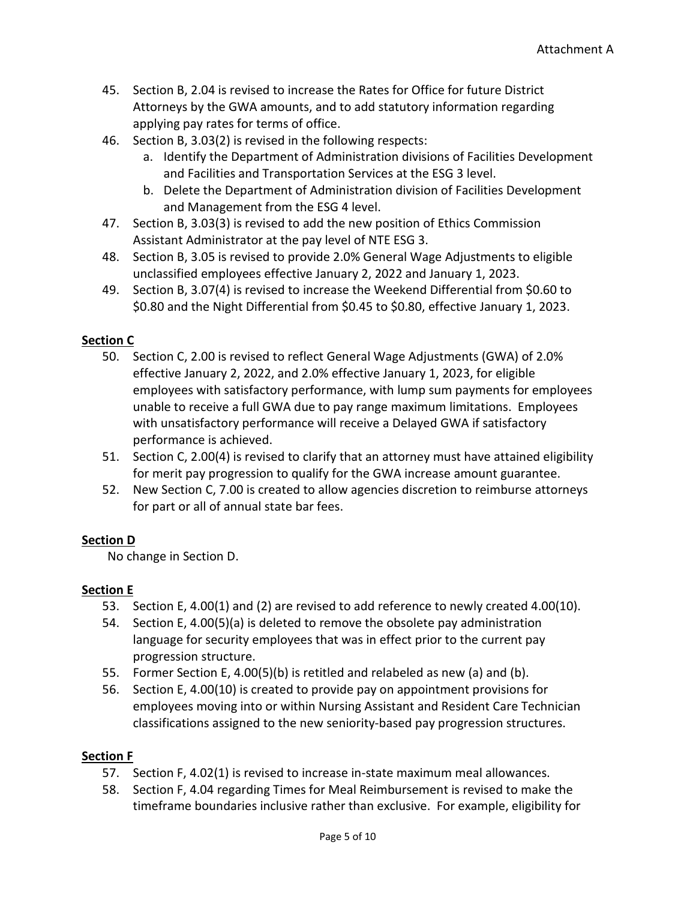45. Section B, 2.04 is revised to increase the Rates for Office for future District Attorneys by the GWA amounts, and to add statutory information regarding applying pay rates for terms of office.
46. Section B, 3.03(2) is revised in the following respects:
    a. Identify the Department of Administration divisions of Facilities Development and Facilities and Transportation Services at the ESG 3 level.
    b. Delete the Department of Administration division of Facilities Development and Management from the ESG 4 level.
47. Section B, 3.03(3) is revised to add the new position of Ethics Commission Assistant Administrator at the pay level of NTE ESG 3.
48. Section B, 3.05 is revised to provide 2.0% General Wage Adjustments to eligible unclassified employees effective January 2, 2022 and January 1, 2023.
49. Section B, 3.07(4) is revised to increase the Weekend Differential from $0.60 to $0.80 and the Night Differential from $0.45 to $0.80, effective January 1, 2023.

**Section C**

50. Section C, 2.00 is revised to reflect General Wage Adjustments (GWA) of 2.0% effective January 2, 2022, and 2.0% effective January 1, 2023, for eligible employees with satisfactory performance, with lump sum payments for employees unable to receive a full GWA due to pay range maximum limitations. Employees with unsatisfactory performance will receive a Delayed GWA if satisfactory performance is achieved.
51. Section C, 2.00(4) is revised to clarify that an attorney must have attained eligibility for merit pay progression to qualify for the GWA increase amount guarantee.
52. New Section C, 7.00 is created to allow agencies discretion to reimburse attorneys for part or all of annual state bar fees.

**Section D**

No change in Section D.

**Section E**

53. Section E, 4.00(1) and (2) are revised to add reference to newly created 4.00(10).
54. Section E, 4.00(5)(a) is deleted to remove the obsolete pay administration language for security employees that was in effect prior to the current pay progression structure.
55. Former Section E, 4.00(5)(b) is retitled and relabeled as new (a) and (b).
56. Section E, 4.00(10) is created to provide pay on appointment provisions for employees moving into or within Nursing Assistant and Resident Care Technician classifications assigned to the new seniority-based pay progression structures.

**Section F**

57. Section F, 4.02(1) is revised to increase in-state maximum meal allowances.
58. Section F, 4.04 regarding Times for Meal Reimbursement is revised to make the timeframe boundaries inclusive rather than exclusive. For example, eligibility for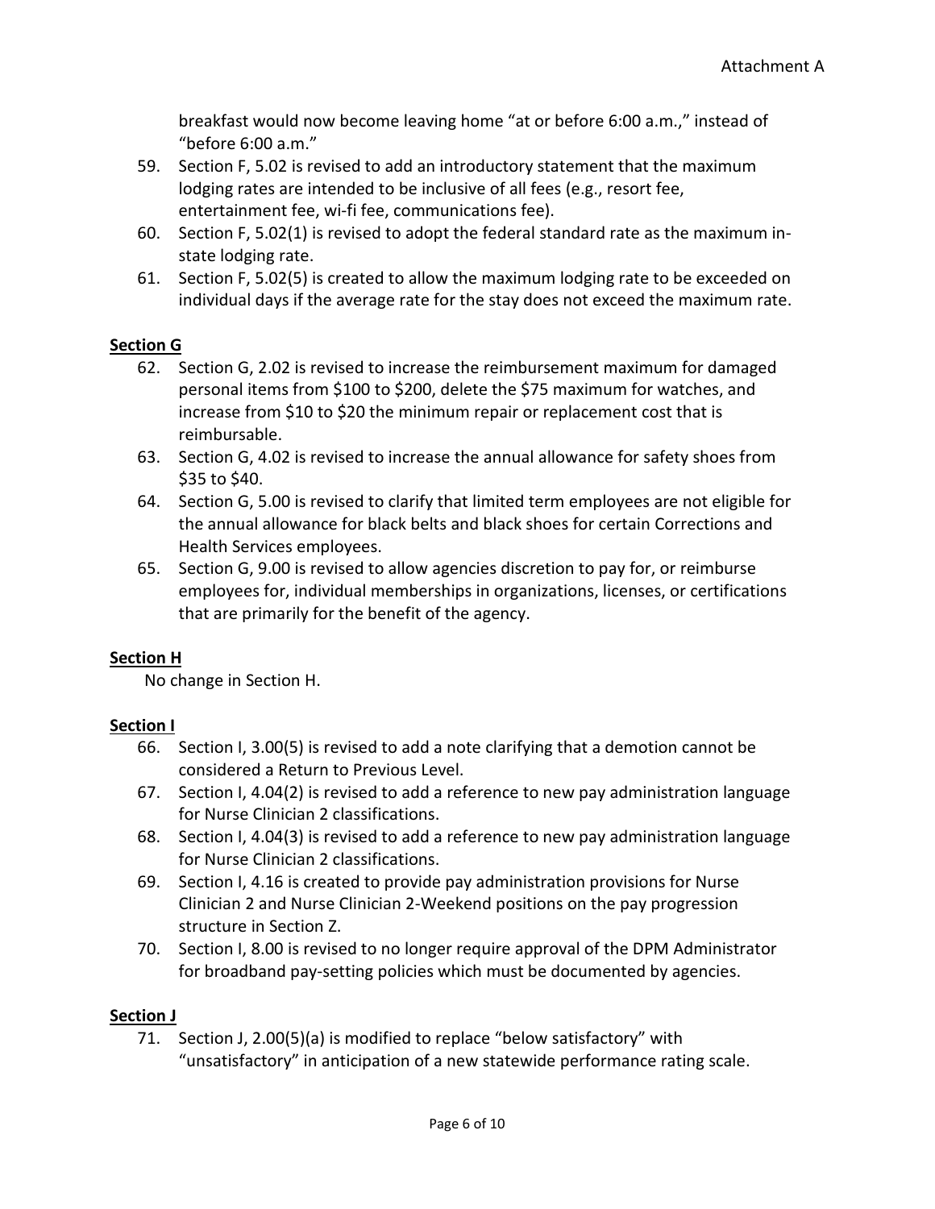breakfast would now become leaving home "at or before 6:00 a.m.," instead of "before 6:00 a.m."

59. Section F, 5.02 is revised to add an introductory statement that the maximum lodging rates are intended to be inclusive of all fees (e.g., resort fee, entertainment fee, wi-fi fee, communications fee).
60. Section F, 5.02(1) is revised to adopt the federal standard rate as the maximum in-state lodging rate.
61. Section F, 5.02(5) is created to allow the maximum lodging rate to be exceeded on individual days if the average rate for the stay does not exceed the maximum rate.

**Section G**

62. Section G, 2.02 is revised to increase the reimbursement maximum for damaged personal items from $100 to $200, delete the $75 maximum for watches, and increase from $10 to $20 the minimum repair or replacement cost that is reimbursable.
63. Section G, 4.02 is revised to increase the annual allowance for safety shoes from $35 to $40.
64. Section G, 5.00 is revised to clarify that limited term employees are not eligible for the annual allowance for black belts and black shoes for certain Corrections and Health Services employees.
65. Section G, 9.00 is revised to allow agencies discretion to pay for, or reimburse employees for, individual memberships in organizations, licenses, or certifications that are primarily for the benefit of the agency.

**Section H**

No change in Section H.

**Section I**

66. Section I, 3.00(5) is revised to add a note clarifying that a demotion cannot be considered a Return to Previous Level.
67. Section I, 4.04(2) is revised to add a reference to new pay administration language for Nurse Clinician 2 classifications.
68. Section I, 4.04(3) is revised to add a reference to new pay administration language for Nurse Clinician 2 classifications.
69. Section I, 4.16 is created to provide pay administration provisions for Nurse Clinician 2 and Nurse Clinician 2-Weekend positions on the pay progression structure in Section Z.
70. Section I, 8.00 is revised to no longer require approval of the DPM Administrator for broadband pay-setting policies which must be documented by agencies.

**Section J**

71. Section J, 2.00(5)(a) is modified to replace "below satisfactory" with "unsatisfactory" in anticipation of a new statewide performance rating scale.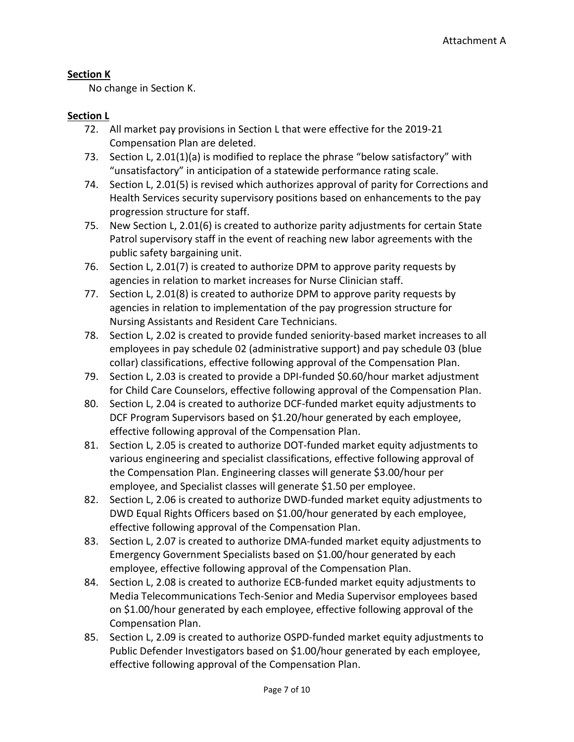**Section K**

No change in Section K.

**Section L**

72. All market pay provisions in Section L that were effective for the 2019-21 Compensation Plan are deleted.
73. Section L, 2.01(1)(a) is modified to replace the phrase "below satisfactory" with "unsatisfactory" in anticipation of a statewide performance rating scale.
74. Section L, 2.01(5) is revised which authorizes approval of parity for Corrections and Health Services security supervisory positions based on enhancements to the pay progression structure for staff.
75. New Section L, 2.01(6) is created to authorize parity adjustments for certain State Patrol supervisory staff in the event of reaching new labor agreements with the public safety bargaining unit.
76. Section L, 2.01(7) is created to authorize DPM to approve parity requests by agencies in relation to market increases for Nurse Clinician staff.
77. Section L, 2.01(8) is created to authorize DPM to approve parity requests by agencies in relation to implementation of the pay progression structure for Nursing Assistants and Resident Care Technicians.
78. Section L, 2.02 is created to provide funded seniority-based market increases to all employees in pay schedule 02 (administrative support) and pay schedule 03 (blue collar) classifications, effective following approval of the Compensation Plan.
79. Section L, 2.03 is created to provide a DPI-funded $0.60/hour market adjustment for Child Care Counselors, effective following approval of the Compensation Plan.
80. Section L, 2.04 is created to authorize DCF-funded market equity adjustments to DCF Program Supervisors based on $1.20/hour generated by each employee, effective following approval of the Compensation Plan.
81. Section L, 2.05 is created to authorize DOT-funded market equity adjustments to various engineering and specialist classifications, effective following approval of the Compensation Plan. Engineering classes will generate $3.00/hour per employee, and Specialist classes will generate $1.50 per employee.
82. Section L, 2.06 is created to authorize DWD-funded market equity adjustments to DWD Equal Rights Officers based on $1.00/hour generated by each employee, effective following approval of the Compensation Plan.
83. Section L, 2.07 is created to authorize DMA-funded market equity adjustments to Emergency Government Specialists based on $1.00/hour generated by each employee, effective following approval of the Compensation Plan.
84. Section L, 2.08 is created to authorize ECB-funded market equity adjustments to Media Telecommunications Tech-Senior and Media Supervisor employees based on $1.00/hour generated by each employee, effective following approval of the Compensation Plan.
85. Section L, 2.09 is created to authorize OSPD-funded market equity adjustments to Public Defender Investigators based on $1.00/hour generated by each employee, effective following approval of the Compensation Plan.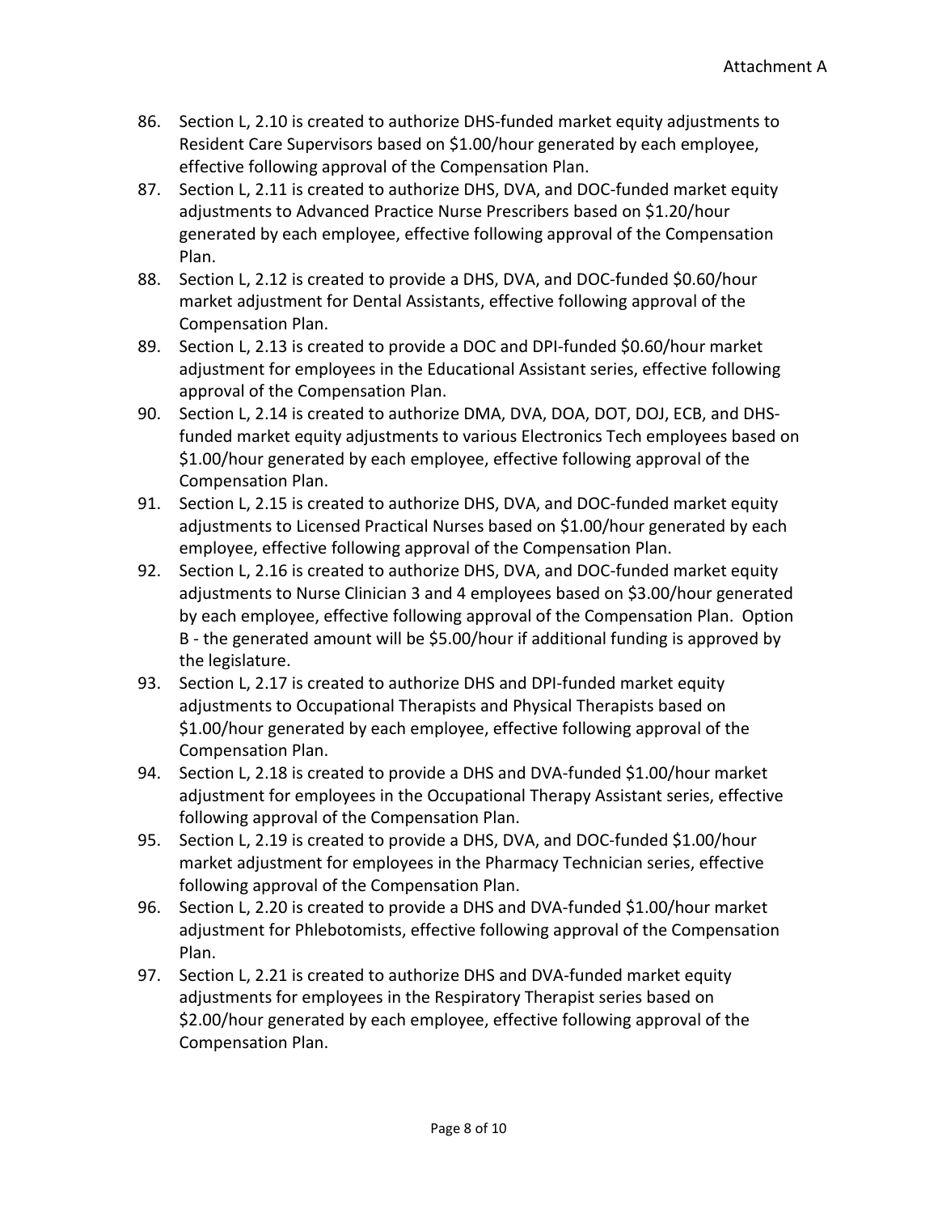86. Section L, 2.10 is created to authorize DHS-funded market equity adjustments to Resident Care Supervisors based on $1.00/hour generated by each employee, effective following approval of the Compensation Plan.
87. Section L, 2.11 is created to authorize DHS, DVA, and DOC-funded market equity adjustments to Advanced Practice Nurse Prescribers based on $1.20/hour generated by each employee, effective following approval of the Compensation Plan.
88. Section L, 2.12 is created to provide a DHS, DVA, and DOC-funded $0.60/hour market adjustment for Dental Assistants, effective following approval of the Compensation Plan.
89. Section L, 2.13 is created to provide a DOC and DPI-funded $0.60/hour market adjustment for employees in the Educational Assistant series, effective following approval of the Compensation Plan.
90. Section L, 2.14 is created to authorize DMA, DVA, DOA, DOT, DOJ, ECB, and DHS-funded market equity adjustments to various Electronics Tech employees based on $1.00/hour generated by each employee, effective following approval of the Compensation Plan.
91. Section L, 2.15 is created to authorize DHS, DVA, and DOC-funded market equity adjustments to Licensed Practical Nurses based on $1.00/hour generated by each employee, effective following approval of the Compensation Plan.
92. Section L, 2.16 is created to authorize DHS, DVA, and DOC-funded market equity adjustments to Nurse Clinician 3 and 4 employees based on $3.00/hour generated by each employee, effective following approval of the Compensation Plan. Option B - the generated amount will be $5.00/hour if additional funding is approved by the legislature.
93. Section L, 2.17 is created to authorize DHS and DPI-funded market equity adjustments to Occupational Therapists and Physical Therapists based on $1.00/hour generated by each employee, effective following approval of the Compensation Plan.
94. Section L, 2.18 is created to provide a DHS and DVA-funded $1.00/hour market adjustment for employees in the Occupational Therapy Assistant series, effective following approval of the Compensation Plan.
95. Section L, 2.19 is created to provide a DHS, DVA, and DOC-funded $1.00/hour market adjustment for employees in the Pharmacy Technician series, effective following approval of the Compensation Plan.
96. Section L, 2.20 is created to provide a DHS and DVA-funded $1.00/hour market adjustment for Phlebotomists, effective following approval of the Compensation Plan.
97. Section L, 2.21 is created to authorize DHS and DVA-funded market equity adjustments for employees in the Respiratory Therapist series based on $2.00/hour generated by each employee, effective following approval of the Compensation Plan.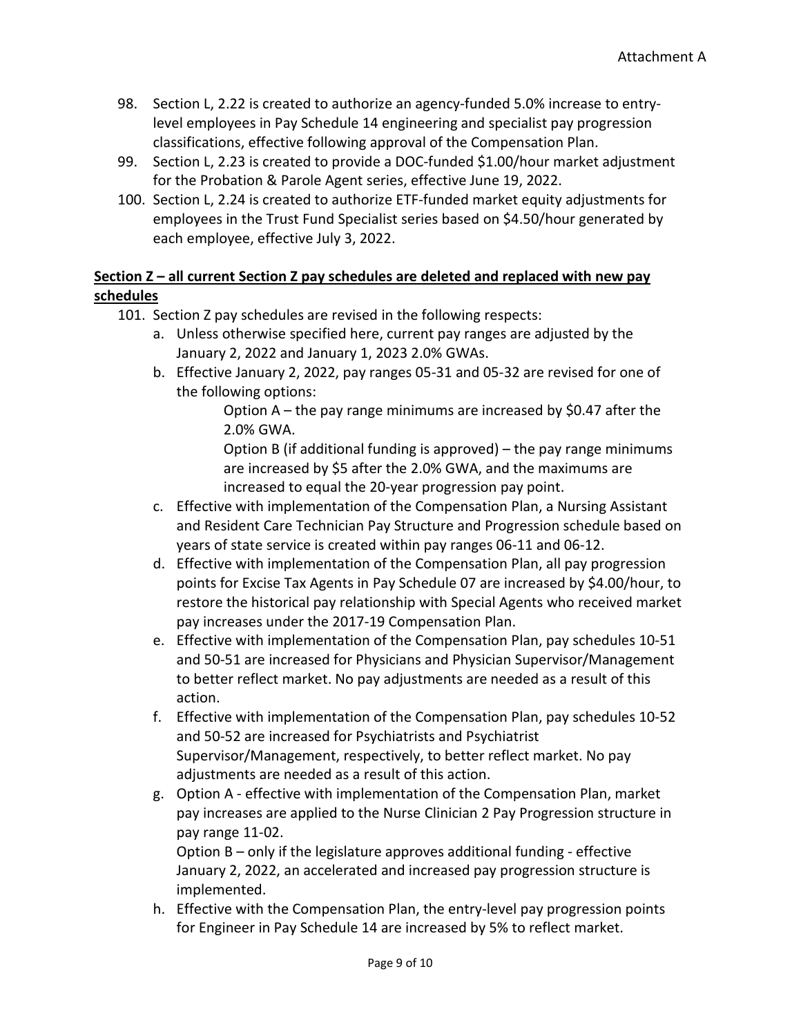98. Section L, 2.22 is created to authorize an agency-funded 5.0% increase to entry-level employees in Pay Schedule 14 engineering and specialist pay progression classifications, effective following approval of the Compensation Plan.
99. Section L, 2.23 is created to provide a DOC-funded $1.00/hour market adjustment for the Probation & Parole Agent series, effective June 19, 2022.
100. Section L, 2.24 is created to authorize ETF-funded market equity adjustments for employees in the Trust Fund Specialist series based on $4.50/hour generated by each employee, effective July 3, 2022.

**Section Z – all current Section Z pay schedules are deleted and replaced with new pay schedules**

101. Section Z pay schedules are revised in the following respects:
    a. Unless otherwise specified here, current pay ranges are adjusted by the January 2, 2022 and January 1, 2023 2.0% GWAs.
    b. Effective January 2, 2022, pay ranges 05-31 and 05-32 are revised for one of the following options:

        Option A – the pay range minimums are increased by $0.47 after the 2.0% GWA.

        Option B (if additional funding is approved) – the pay range minimums are increased by $5 after the 2.0% GWA, and the maximums are increased to equal the 20-year progression pay point.
    c. Effective with implementation of the Compensation Plan, a Nursing Assistant and Resident Care Technician Pay Structure and Progression schedule based on years of state service is created within pay ranges 06-11 and 06-12.
    d. Effective with implementation of the Compensation Plan, all pay progression points for Excise Tax Agents in Pay Schedule 07 are increased by $4.00/hour, to restore the historical pay relationship with Special Agents who received market pay increases under the 2017-19 Compensation Plan.
    e. Effective with implementation of the Compensation Plan, pay schedules 10-51 and 50-51 are increased for Physicians and Physician Supervisor/Management to better reflect market. No pay adjustments are needed as a result of this action.
    f. Effective with implementation of the Compensation Plan, pay schedules 10-52 and 50-52 are increased for Psychiatrists and Psychiatrist Supervisor/Management, respectively, to better reflect market. No pay adjustments are needed as a result of this action.
    g. Option A - effective with implementation of the Compensation Plan, market pay increases are applied to the Nurse Clinician 2 Pay Progression structure in pay range 11-02.

        Option B – only if the legislature approves additional funding - effective January 2, 2022, an accelerated and increased pay progression structure is implemented.
    h. Effective with the Compensation Plan, the entry-level pay progression points for Engineer in Pay Schedule 14 are increased by 5% to reflect market.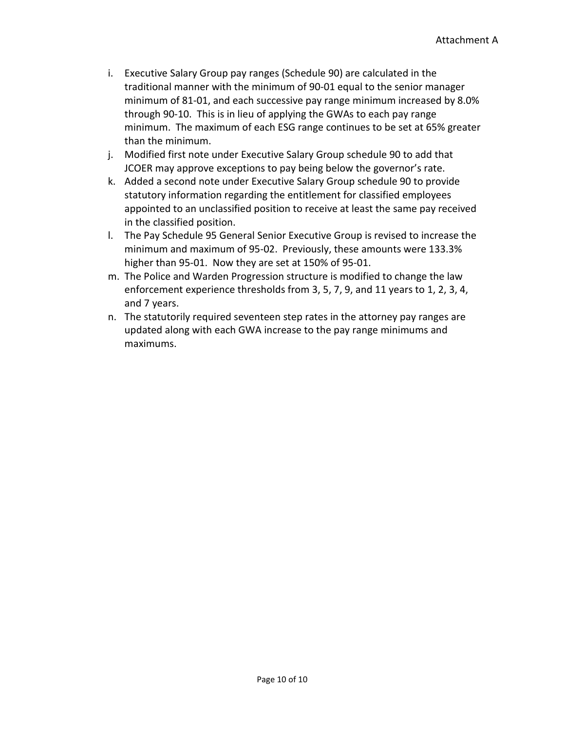i. Executive Salary Group pay ranges (Schedule 90) are calculated in the traditional manner with the minimum of 90-01 equal to the senior manager minimum of 81-01, and each successive pay range minimum increased by 8.0% through 90-10. This is in lieu of applying the GWAs to each pay range minimum. The maximum of each ESG range continues to be set at 65% greater than the minimum.

j. Modified first note under Executive Salary Group schedule 90 to add that JCOER may approve exceptions to pay being below the governor's rate.

k. Added a second note under Executive Salary Group schedule 90 to provide statutory information regarding the entitlement for classified employees appointed to an unclassified position to receive at least the same pay received in the classified position.

l. The Pay Schedule 95 General Senior Executive Group is revised to increase the minimum and maximum of 95-02. Previously, these amounts were 133.3% higher than 95-01. Now they are set at 150% of 95-01.

m. The Police and Warden Progression structure is modified to change the law enforcement experience thresholds from 3, 5, 7, 9, and 11 years to 1, 2, 3, 4, and 7 years.

n. The statutorily required seventeen step rates in the attorney pay ranges are updated along with each GWA increase to the pay range minimums and maximums.